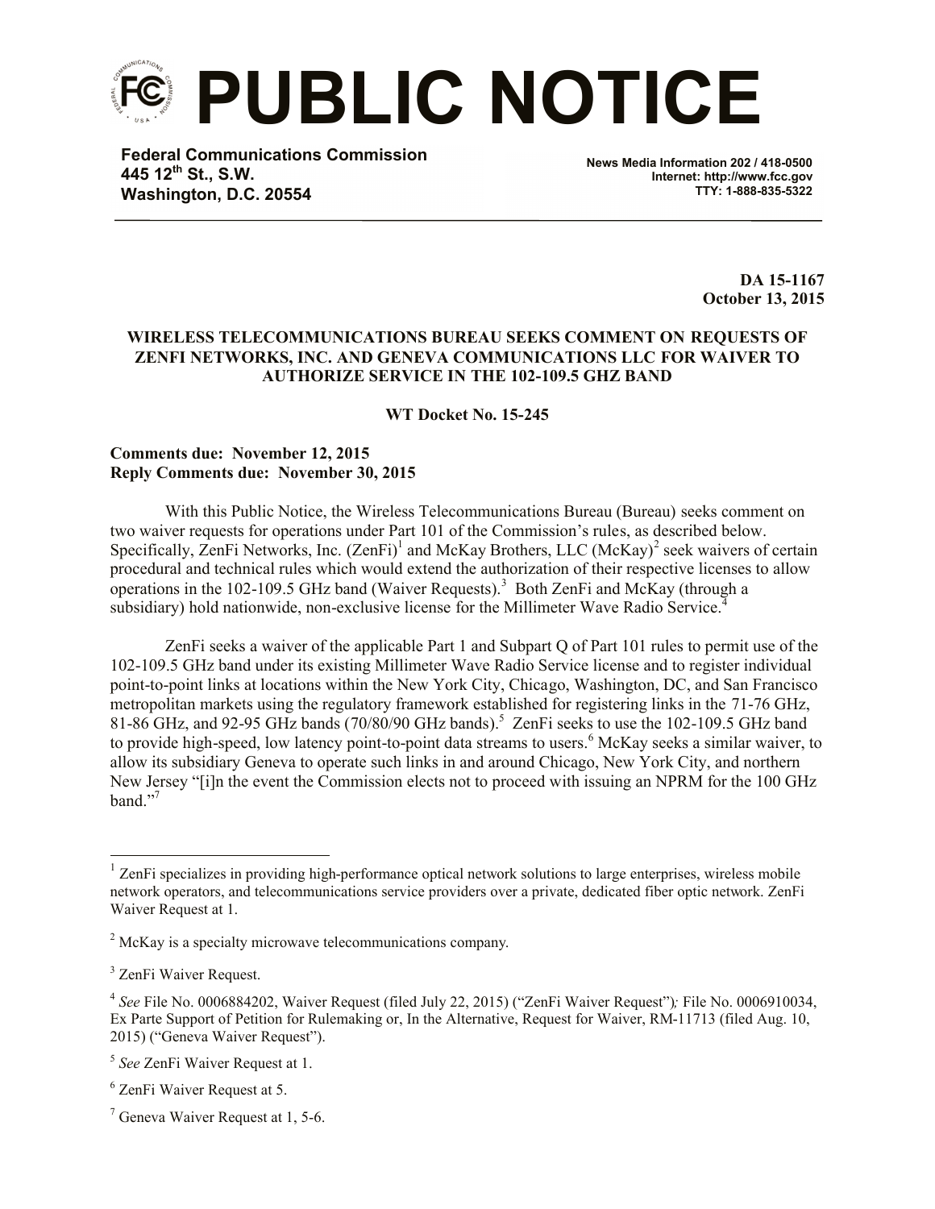# PUBLIC NOTICE

**Federal Communications Commission**
**445 12th St., S.W.**
**Washington, D.C. 20554**

**News Media Information 202 / 418-0500**
**Internet: http://www.fcc.gov**
**TTY: 1-888-835-5322**

**DA 15-1167**
**October 13, 2015**

**WIRELESS TELECOMMUNICATIONS BUREAU SEEKS COMMENT ON REQUESTS OF ZENFI NETWORKS, INC. AND GENEVA COMMUNICATIONS LLC FOR WAIVER TO AUTHORIZE SERVICE IN THE 102-109.5 GHZ BAND**

**WT Docket No. 15-245**

**Comments due: November 12, 2015**
**Reply Comments due: November 30, 2015**

With this Public Notice, the Wireless Telecommunications Bureau (Bureau) seeks comment on two waiver requests for operations under Part 101 of the Commission's rules, as described below. Specifically, ZenFi Networks, Inc. (ZenFi)[1] and McKay Brothers, LLC (McKay)[2] seek waivers of certain procedural and technical rules which would extend the authorization of their respective licenses to allow operations in the 102-109.5 GHz band (Waiver Requests).[3] Both ZenFi and McKay (through a subsidiary) hold nationwide, non-exclusive license for the Millimeter Wave Radio Service.[4]

ZenFi seeks a waiver of the applicable Part 1 and Subpart Q of Part 101 rules to permit use of the 102-109.5 GHz band under its existing Millimeter Wave Radio Service license and to register individual point-to-point links at locations within the New York City, Chicago, Washington, DC, and San Francisco metropolitan markets using the regulatory framework established for registering links in the 71-76 GHz, 81-86 GHz, and 92-95 GHz bands (70/80/90 GHz bands).[5] ZenFi seeks to use the 102-109.5 GHz band to provide high-speed, low latency point-to-point data streams to users.[6] McKay seeks a similar waiver, to allow its subsidiary Geneva to operate such links in and around Chicago, New York City, and northern New Jersey "[i]n the event the Commission elects not to proceed with issuing an NPRM for the 100 GHz band."[7]

---

[1] ZenFi specializes in providing high-performance optical network solutions to large enterprises, wireless mobile network operators, and telecommunications service providers over a private, dedicated fiber optic network. ZenFi Waiver Request at 1.

[2] McKay is a specialty microwave telecommunications company.

[3] ZenFi Waiver Request.

[4] *See* File No. 0006884202, Waiver Request (filed July 22, 2015) ("ZenFi Waiver Request"); File No. 0006910034, Ex Parte Support of Petition for Rulemaking or, In the Alternative, Request for Waiver, RM-11713 (filed Aug. 10, 2015) ("Geneva Waiver Request").

[5] *See* ZenFi Waiver Request at 1.

[6] ZenFi Waiver Request at 5.

[7] Geneva Waiver Request at 1, 5-6.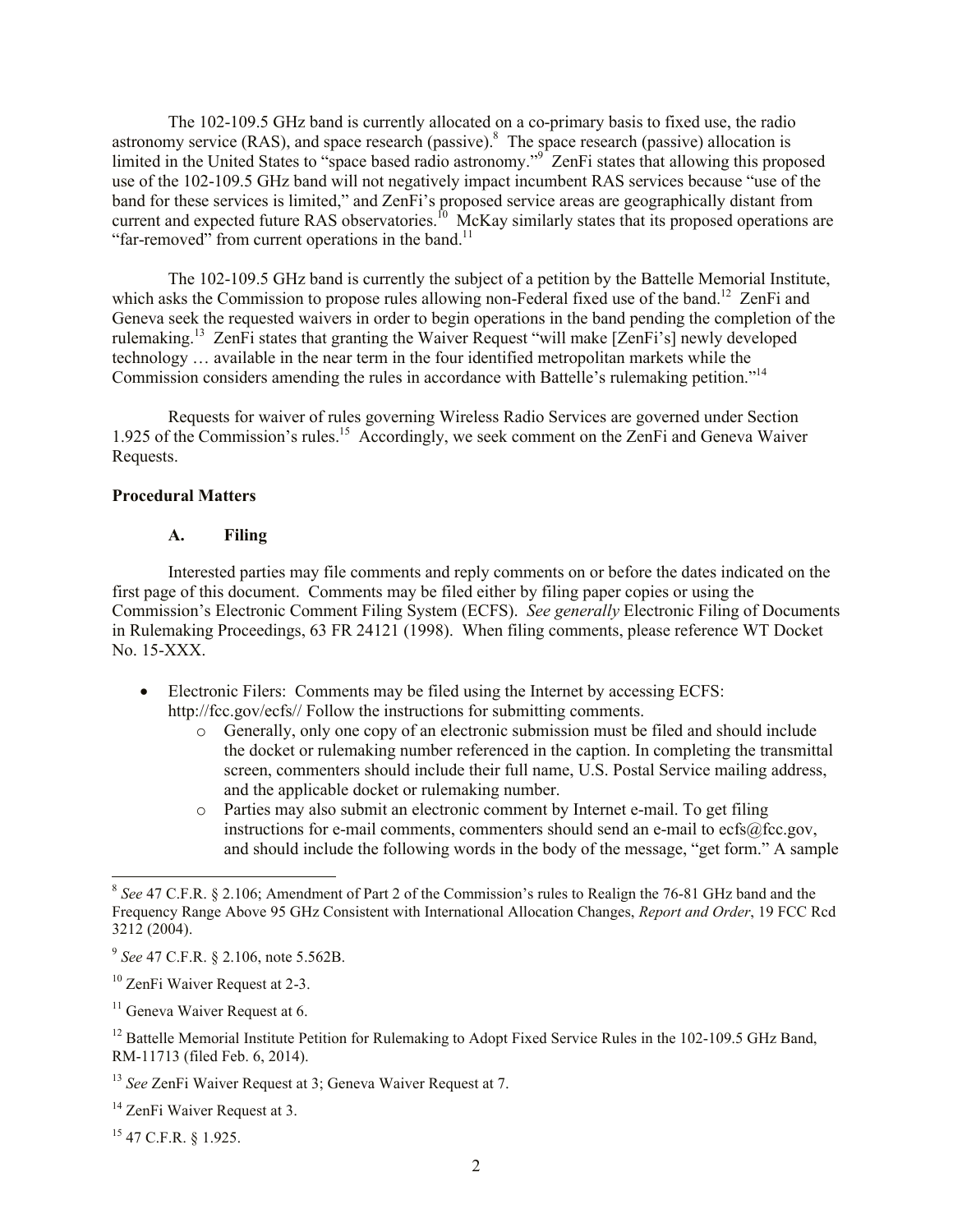The 102-109.5 GHz band is currently allocated on a co-primary basis to fixed use, the radio astronomy service (RAS), and space research (passive).[8] The space research (passive) allocation is limited in the United States to "space based radio astronomy."[9] ZenFi states that allowing this proposed use of the 102-109.5 GHz band will not negatively impact incumbent RAS services because "use of the band for these services is limited," and ZenFi's proposed service areas are geographically distant from current and expected future RAS observatories.[10] McKay similarly states that its proposed operations are "far-removed" from current operations in the band.[11]

The 102-109.5 GHz band is currently the subject of a petition by the Battelle Memorial Institute, which asks the Commission to propose rules allowing non-Federal fixed use of the band.[12] ZenFi and Geneva seek the requested waivers in order to begin operations in the band pending the completion of the rulemaking.[13] ZenFi states that granting the Waiver Request "will make [ZenFi's] newly developed technology … available in the near term in the four identified metropolitan markets while the Commission considers amending the rules in accordance with Battelle's rulemaking petition."[14]

Requests for waiver of rules governing Wireless Radio Services are governed under Section 1.925 of the Commission's rules.[15] Accordingly, we seek comment on the ZenFi and Geneva Waiver Requests.

**Procedural Matters**

**A. Filing**

Interested parties may file comments and reply comments on or before the dates indicated on the first page of this document. Comments may be filed either by filing paper copies or using the Commission's Electronic Comment Filing System (ECFS). *See generally* Electronic Filing of Documents in Rulemaking Proceedings, 63 FR 24121 (1998). When filing comments, please reference WT Docket No. 15-XXX.

- Electronic Filers: Comments may be filed using the Internet by accessing ECFS: http://fcc.gov/ecfs// Follow the instructions for submitting comments.
  - Generally, only one copy of an electronic submission must be filed and should include the docket or rulemaking number referenced in the caption. In completing the transmittal screen, commenters should include their full name, U.S. Postal Service mailing address, and the applicable docket or rulemaking number.
  - Parties may also submit an electronic comment by Internet e-mail. To get filing instructions for e-mail comments, commenters should send an e-mail to ecfs@fcc.gov, and should include the following words in the body of the message, "get form." A sample

---

[8] *See* 47 C.F.R. § 2.106; Amendment of Part 2 of the Commission's rules to Realign the 76-81 GHz band and the Frequency Range Above 95 GHz Consistent with International Allocation Changes, *Report and Order*, 19 FCC Rcd 3212 (2004).

[9] *See* 47 C.F.R. § 2.106, note 5.562B.

[10] ZenFi Waiver Request at 2-3.

[11] Geneva Waiver Request at 6.

[12] Battelle Memorial Institute Petition for Rulemaking to Adopt Fixed Service Rules in the 102-109.5 GHz Band, RM-11713 (filed Feb. 6, 2014).

[13] *See* ZenFi Waiver Request at 3; Geneva Waiver Request at 7.

[14] ZenFi Waiver Request at 3.

[15] 47 C.F.R. § 1.925.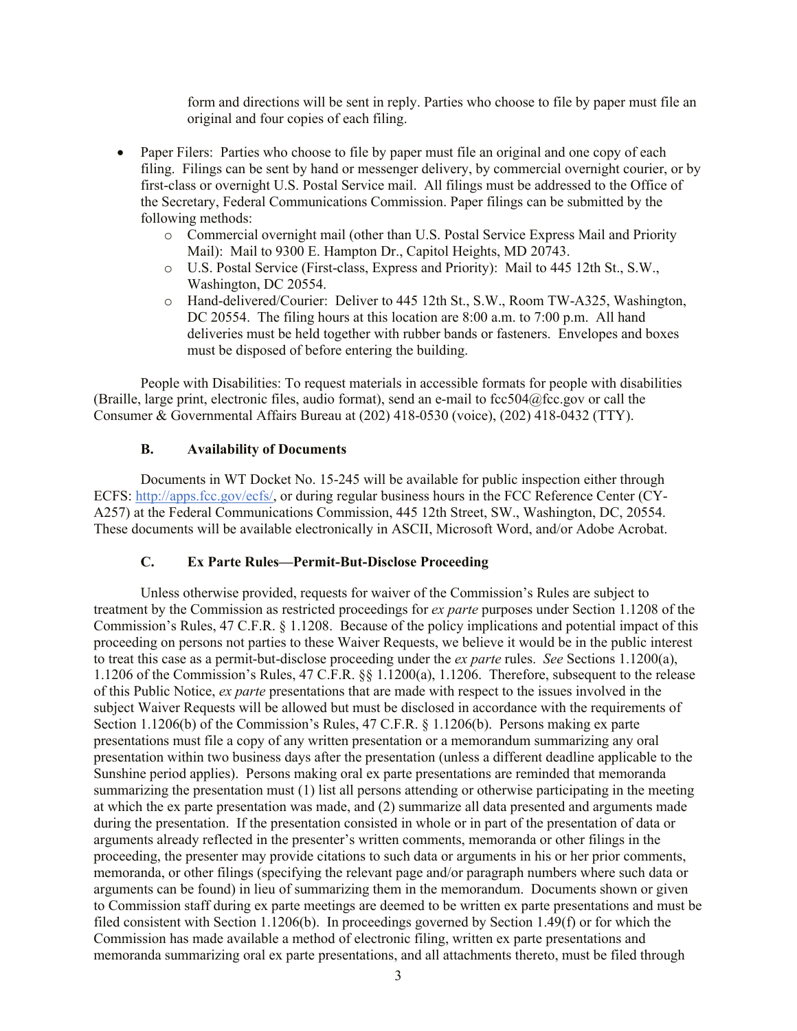form and directions will be sent in reply. Parties who choose to file by paper must file an original and four copies of each filing.

- Paper Filers: Parties who choose to file by paper must file an original and one copy of each filing. Filings can be sent by hand or messenger delivery, by commercial overnight courier, or by first-class or overnight U.S. Postal Service mail. All filings must be addressed to the Office of the Secretary, Federal Communications Commission. Paper filings can be submitted by the following methods:
  - Commercial overnight mail (other than U.S. Postal Service Express Mail and Priority Mail): Mail to 9300 E. Hampton Dr., Capitol Heights, MD 20743.
  - U.S. Postal Service (First-class, Express and Priority): Mail to 445 12th St., S.W., Washington, DC 20554.
  - Hand-delivered/Courier: Deliver to 445 12th St., S.W., Room TW-A325, Washington, DC 20554. The filing hours at this location are 8:00 a.m. to 7:00 p.m. All hand deliveries must be held together with rubber bands or fasteners. Envelopes and boxes must be disposed of before entering the building.

People with Disabilities: To request materials in accessible formats for people with disabilities (Braille, large print, electronic files, audio format), send an e-mail to fcc504@fcc.gov or call the Consumer & Governmental Affairs Bureau at (202) 418-0530 (voice), (202) 418-0432 (TTY).

### B. Availability of Documents

Documents in WT Docket No. 15-245 will be available for public inspection either through ECFS: http://apps.fcc.gov/ecfs/, or during regular business hours in the FCC Reference Center (CY-A257) at the Federal Communications Commission, 445 12th Street, SW., Washington, DC, 20554. These documents will be available electronically in ASCII, Microsoft Word, and/or Adobe Acrobat.

### C. Ex Parte Rules—Permit-But-Disclose Proceeding

Unless otherwise provided, requests for waiver of the Commission's Rules are subject to treatment by the Commission as restricted proceedings for *ex parte* purposes under Section 1.1208 of the Commission's Rules, 47 C.F.R. § 1.1208. Because of the policy implications and potential impact of this proceeding on persons not parties to these Waiver Requests, we believe it would be in the public interest to treat this case as a permit-but-disclose proceeding under the *ex parte* rules. *See* Sections 1.1200(a), 1.1206 of the Commission's Rules, 47 C.F.R. §§ 1.1200(a), 1.1206. Therefore, subsequent to the release of this Public Notice, *ex parte* presentations that are made with respect to the issues involved in the subject Waiver Requests will be allowed but must be disclosed in accordance with the requirements of Section 1.1206(b) of the Commission's Rules, 47 C.F.R. § 1.1206(b). Persons making ex parte presentations must file a copy of any written presentation or a memorandum summarizing any oral presentation within two business days after the presentation (unless a different deadline applicable to the Sunshine period applies). Persons making oral ex parte presentations are reminded that memoranda summarizing the presentation must (1) list all persons attending or otherwise participating in the meeting at which the ex parte presentation was made, and (2) summarize all data presented and arguments made during the presentation. If the presentation consisted in whole or in part of the presentation of data or arguments already reflected in the presenter's written comments, memoranda or other filings in the proceeding, the presenter may provide citations to such data or arguments in his or her prior comments, memoranda, or other filings (specifying the relevant page and/or paragraph numbers where such data or arguments can be found) in lieu of summarizing them in the memorandum. Documents shown or given to Commission staff during ex parte meetings are deemed to be written ex parte presentations and must be filed consistent with Section 1.1206(b). In proceedings governed by Section 1.49(f) or for which the Commission has made available a method of electronic filing, written ex parte presentations and memoranda summarizing oral ex parte presentations, and all attachments thereto, must be filed through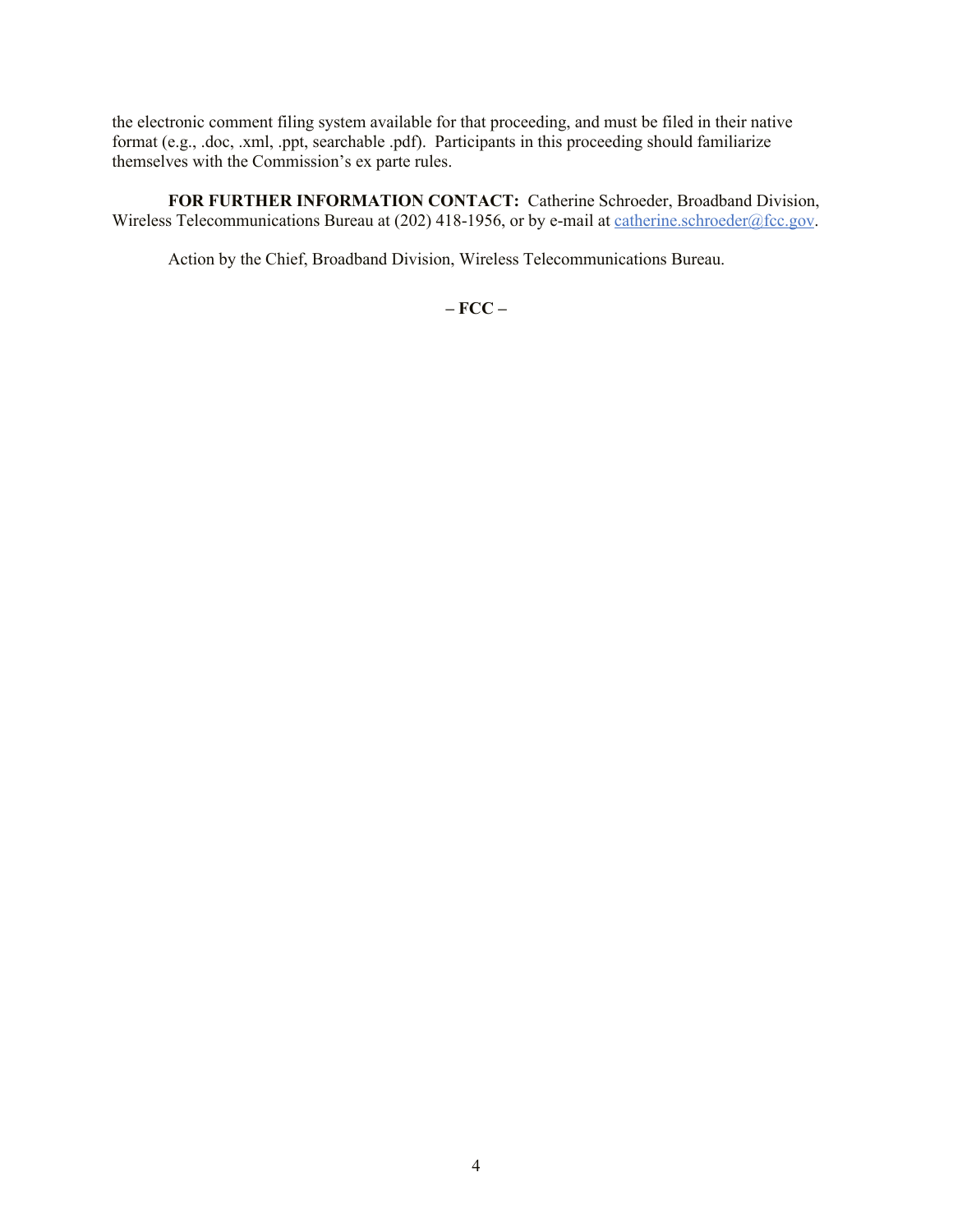the electronic comment filing system available for that proceeding, and must be filed in their native format (e.g., .doc, .xml, .ppt, searchable .pdf). Participants in this proceeding should familiarize themselves with the Commission's ex parte rules.

**FOR FURTHER INFORMATION CONTACT:** Catherine Schroeder, Broadband Division, Wireless Telecommunications Bureau at (202) 418-1956, or by e-mail at catherine.schroeder@fcc.gov.

Action by the Chief, Broadband Division, Wireless Telecommunications Bureau.

**– FCC –**